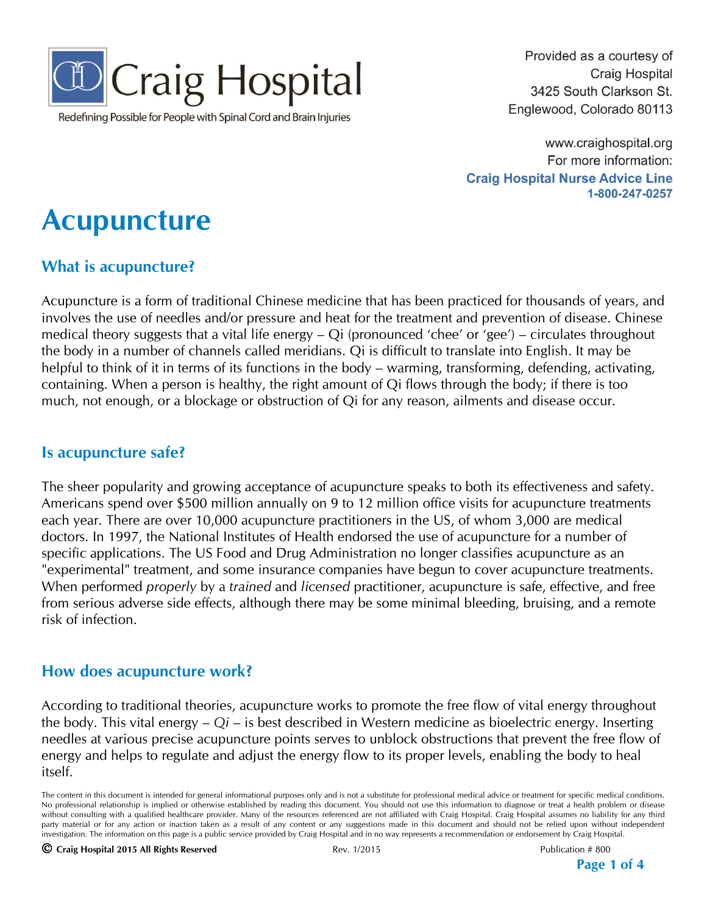Craig Hospital

Redefining Possible for People with Spinal Cord and Brain Injuries

Provided as a courtesy of
Craig Hospital
3425 South Clarkson St.
Englewood, Colorado 80113

www.craighospital.org
For more information:
**Craig Hospital Nurse Advice Line**
**1-800-247-0257**

# Acupuncture

## What is acupuncture?

Acupuncture is a form of traditional Chinese medicine that has been practiced for thousands of years, and involves the use of needles and/or pressure and heat for the treatment and prevention of disease. Chinese medical theory suggests that a vital life energy – Qi (pronounced 'chee' or 'gee') – circulates throughout the body in a number of channels called meridians. Qi is difficult to translate into English. It may be helpful to think of it in terms of its functions in the body – warming, transforming, defending, activating, containing. When a person is healthy, the right amount of Qi flows through the body; if there is too much, not enough, or a blockage or obstruction of Qi for any reason, ailments and disease occur.

## Is acupuncture safe?

The sheer popularity and growing acceptance of acupuncture speaks to both its effectiveness and safety. Americans spend over $500 million annually on 9 to 12 million office visits for acupuncture treatments each year. There are over 10,000 acupuncture practitioners in the US, of whom 3,000 are medical doctors. In 1997, the National Institutes of Health endorsed the use of acupuncture for a number of specific applications. The US Food and Drug Administration no longer classifies acupuncture as an "experimental" treatment, and some insurance companies have begun to cover acupuncture treatments. When performed *properly* by a *trained* and *licensed* practitioner, acupuncture is safe, effective, and free from serious adverse side effects, although there may be some minimal bleeding, bruising, and a remote risk of infection.

## How does acupuncture work?

According to traditional theories, acupuncture works to promote the free flow of vital energy throughout the body. This vital energy – *Qi* – is best described in Western medicine as bioelectric energy. Inserting needles at various precise acupuncture points serves to unblock obstructions that prevent the free flow of energy and helps to regulate and adjust the energy flow to its proper levels, enabling the body to heal itself.

The content in this document is intended for general informational purposes only and is not a substitute for professional medical advice or treatment for specific medical conditions. No professional relationship is implied or otherwise established by reading this document. You should not use this information to diagnose or treat a health problem or disease without consulting with a qualified healthcare provider. Many of the resources referenced are not affiliated with Craig Hospital. Craig Hospital assumes no liability for any third party material or for any action or inaction taken as a result of any content or any suggestions made in this document and should not be relied upon without independent investigation. The information on this page is a public service provided by Craig Hospital and in no way represents a recommendation or endorsement by Craig Hospital.

© Craig Hospital 2015 All Rights Reserved | Rev. 1/2015 | Publication # 800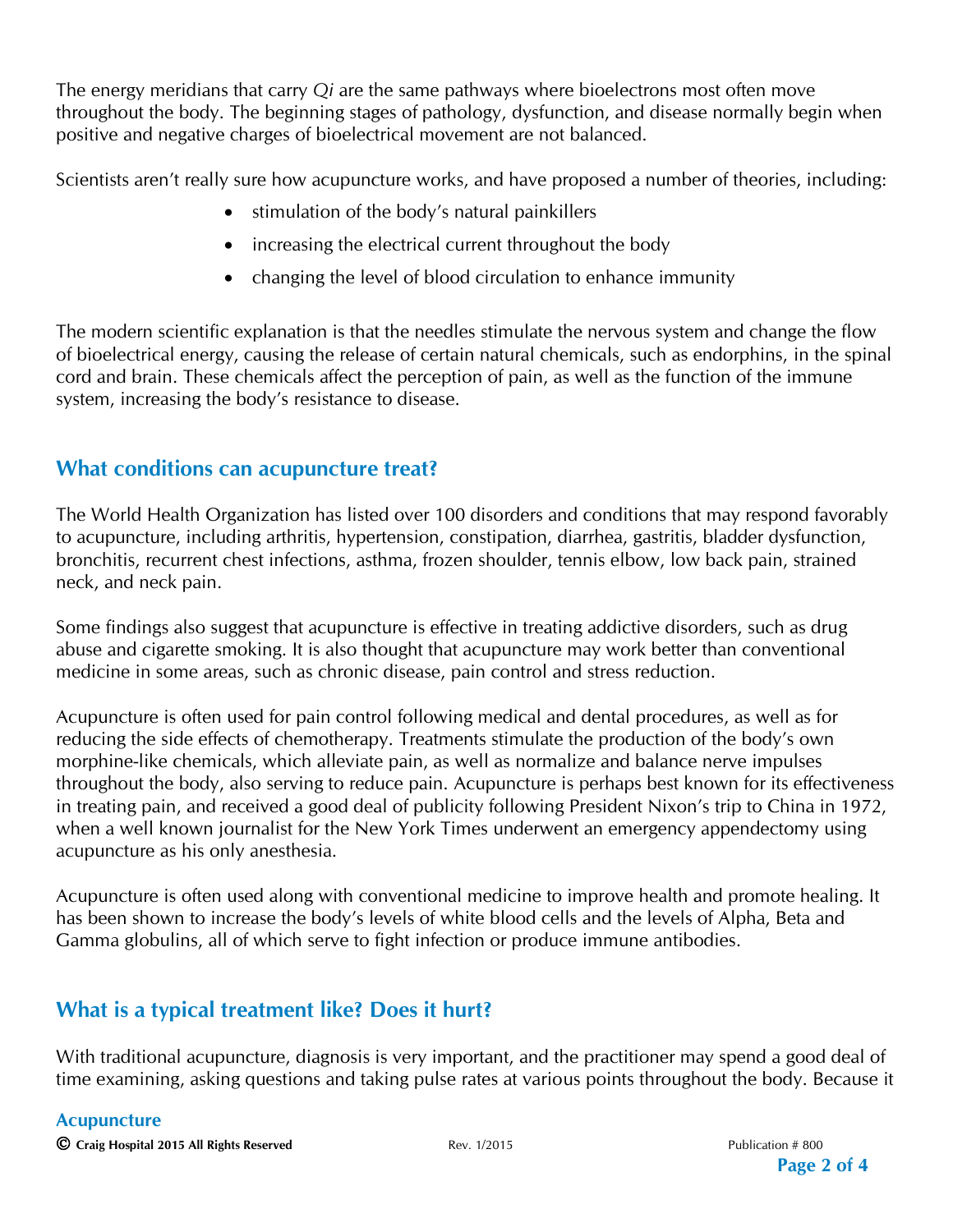The energy meridians that carry *Qi* are the same pathways where bioelectrons most often move throughout the body. The beginning stages of pathology, dysfunction, and disease normally begin when positive and negative charges of bioelectrical movement are not balanced.

Scientists aren't really sure how acupuncture works, and have proposed a number of theories, including:

- stimulation of the body's natural painkillers
- increasing the electrical current throughout the body
- changing the level of blood circulation to enhance immunity

The modern scientific explanation is that the needles stimulate the nervous system and change the flow of bioelectrical energy, causing the release of certain natural chemicals, such as endorphins, in the spinal cord and brain. These chemicals affect the perception of pain, as well as the function of the immune system, increasing the body's resistance to disease.

## What conditions can acupuncture treat?

The World Health Organization has listed over 100 disorders and conditions that may respond favorably to acupuncture, including arthritis, hypertension, constipation, diarrhea, gastritis, bladder dysfunction, bronchitis, recurrent chest infections, asthma, frozen shoulder, tennis elbow, low back pain, strained neck, and neck pain.

Some findings also suggest that acupuncture is effective in treating addictive disorders, such as drug abuse and cigarette smoking. It is also thought that acupuncture may work better than conventional medicine in some areas, such as chronic disease, pain control and stress reduction.

Acupuncture is often used for pain control following medical and dental procedures, as well as for reducing the side effects of chemotherapy. Treatments stimulate the production of the body's own morphine-like chemicals, which alleviate pain, as well as normalize and balance nerve impulses throughout the body, also serving to reduce pain. Acupuncture is perhaps best known for its effectiveness in treating pain, and received a good deal of publicity following President Nixon's trip to China in 1972, when a well known journalist for the New York Times underwent an emergency appendectomy using acupuncture as his only anesthesia.

Acupuncture is often used along with conventional medicine to improve health and promote healing. It has been shown to increase the body's levels of white blood cells and the levels of Alpha, Beta and Gamma globulins, all of which serve to fight infection or produce immune antibodies.

## What is a typical treatment like? Does it hurt?

With traditional acupuncture, diagnosis is very important, and the practitioner may spend a good deal of time examining, asking questions and taking pulse rates at various points throughout the body. Because it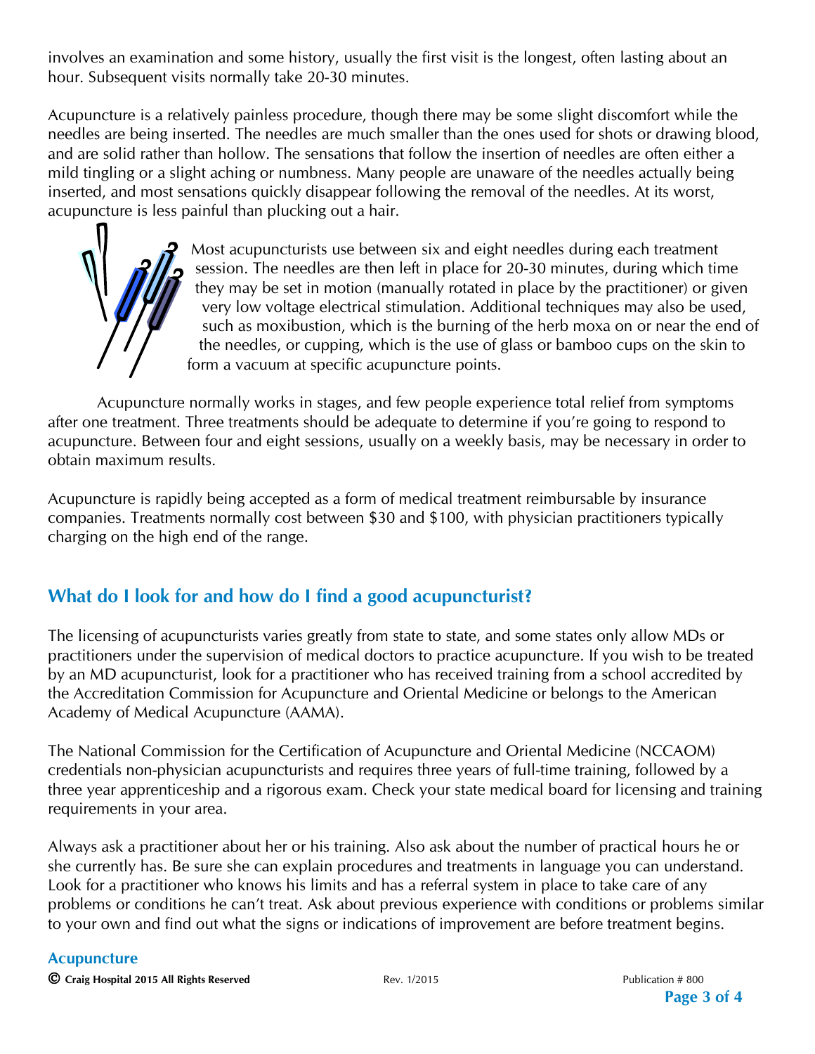involves an examination and some history, usually the first visit is the longest, often lasting about an hour. Subsequent visits normally take 20-30 minutes.

Acupuncture is a relatively painless procedure, though there may be some slight discomfort while the needles are being inserted. The needles are much smaller than the ones used for shots or drawing blood, and are solid rather than hollow. The sensations that follow the insertion of needles are often either a mild tingling or a slight aching or numbness. Many people are unaware of the needles actually being inserted, and most sensations quickly disappear following the removal of the needles. At its worst, acupuncture is less painful than plucking out a hair.

Most acupuncturists use between six and eight needles during each treatment session. The needles are then left in place for 20-30 minutes, during which time they may be set in motion (manually rotated in place by the practitioner) or given very low voltage electrical stimulation. Additional techniques may also be used, such as moxibustion, which is the burning of the herb moxa on or near the end of the needles, or cupping, which is the use of glass or bamboo cups on the skin to form a vacuum at specific acupuncture points.

Acupuncture normally works in stages, and few people experience total relief from symptoms after one treatment. Three treatments should be adequate to determine if you're going to respond to acupuncture. Between four and eight sessions, usually on a weekly basis, may be necessary in order to obtain maximum results.

Acupuncture is rapidly being accepted as a form of medical treatment reimbursable by insurance companies. Treatments normally cost between $30 and $100, with physician practitioners typically charging on the high end of the range.

## What do I look for and how do I find a good acupuncturist?

The licensing of acupuncturists varies greatly from state to state, and some states only allow MDs or practitioners under the supervision of medical doctors to practice acupuncture. If you wish to be treated by an MD acupuncturist, look for a practitioner who has received training from a school accredited by the Accreditation Commission for Acupuncture and Oriental Medicine or belongs to the American Academy of Medical Acupuncture (AAMA).

The National Commission for the Certification of Acupuncture and Oriental Medicine (NCCAOM) credentials non-physician acupuncturists and requires three years of full-time training, followed by a three year apprenticeship and a rigorous exam. Check your state medical board for licensing and training requirements in your area.

Always ask a practitioner about her or his training. Also ask about the number of practical hours he or she currently has. Be sure she can explain procedures and treatments in language you can understand. Look for a practitioner who knows his limits and has a referral system in place to take care of any problems or conditions he can't treat. Ask about previous experience with conditions or problems similar to your own and find out what the signs or indications of improvement are before treatment begins.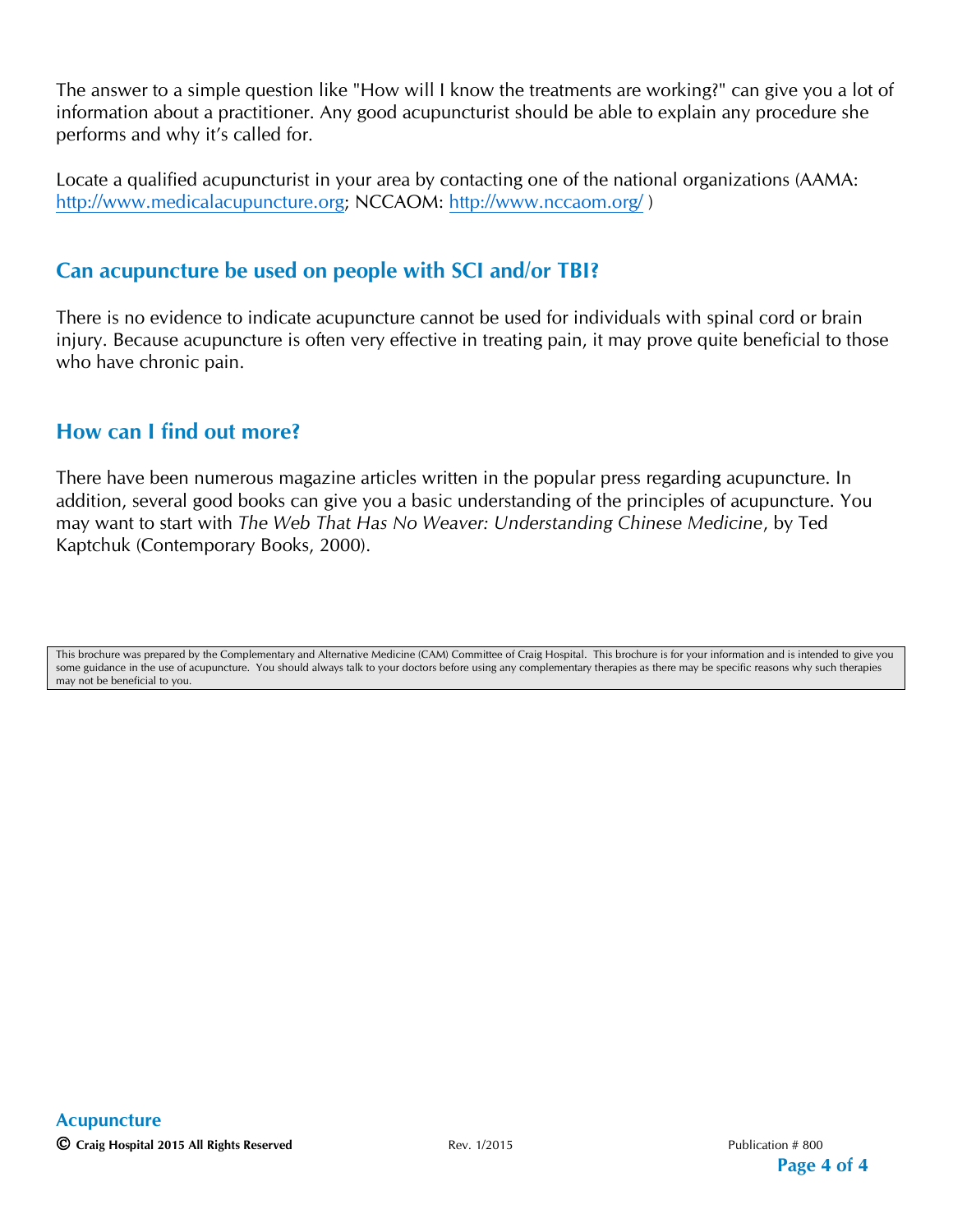The answer to a simple question like "How will I know the treatments are working?" can give you a lot of information about a practitioner. Any good acupuncturist should be able to explain any procedure she performs and why it's called for.

Locate a qualified acupuncturist in your area by contacting one of the national organizations (AAMA: http://www.medicalacupuncture.org; NCCAOM: http://www.nccaom.org/ )

## Can acupuncture be used on people with SCI and/or TBI?

There is no evidence to indicate acupuncture cannot be used for individuals with spinal cord or brain injury. Because acupuncture is often very effective in treating pain, it may prove quite beneficial to those who have chronic pain.

## How can I find out more?

There have been numerous magazine articles written in the popular press regarding acupuncture. In addition, several good books can give you a basic understanding of the principles of acupuncture. You may want to start with *The Web That Has No Weaver: Understanding Chinese Medicine*, by Ted Kaptchuk (Contemporary Books, 2000).

This brochure was prepared by the Complementary and Alternative Medicine (CAM) Committee of Craig Hospital. This brochure is for your information and is intended to give you some guidance in the use of acupuncture. You should always talk to your doctors before using any complementary therapies as there may be specific reasons why such therapies may not be beneficial to you.